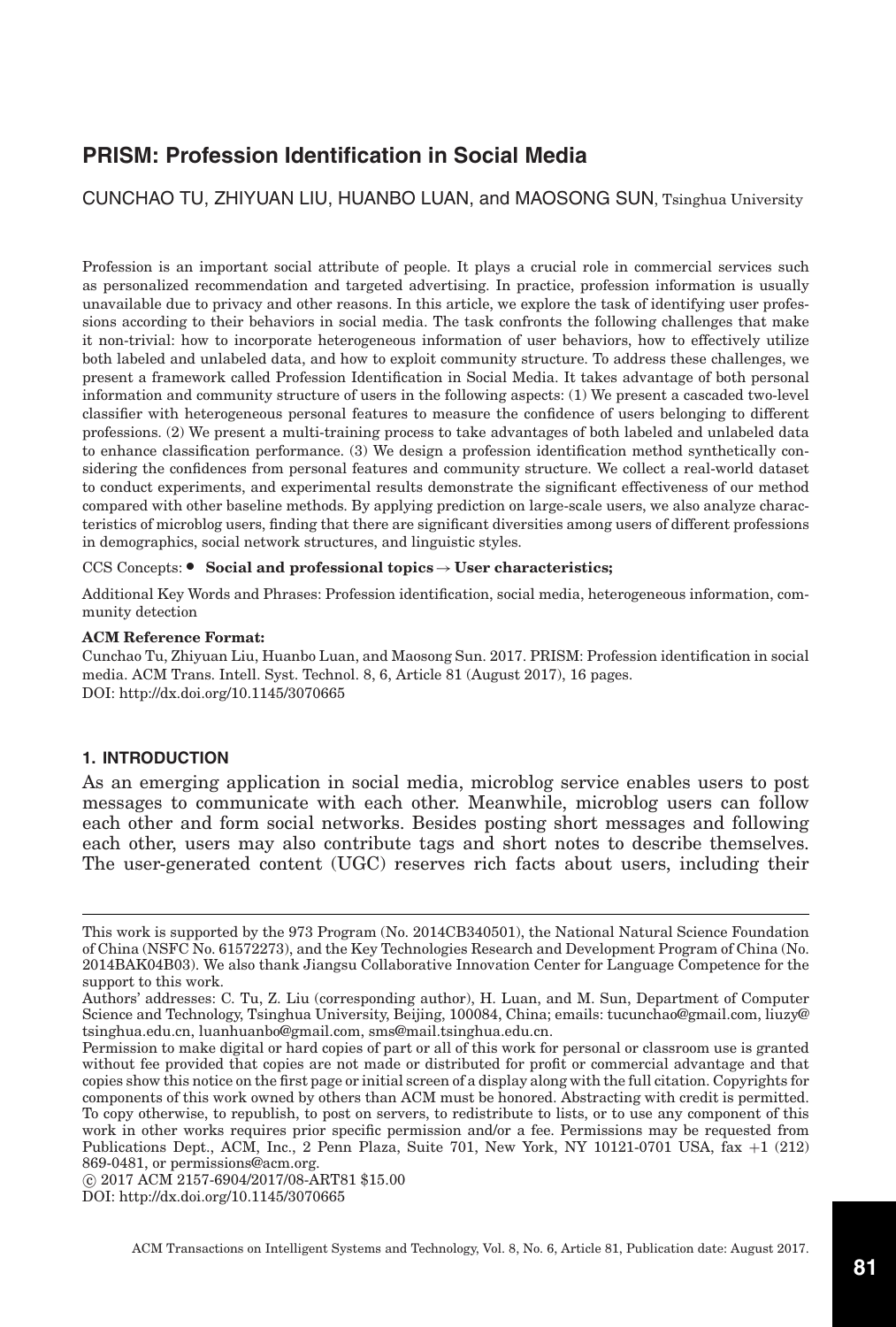# PRISM: Profession Identification in Social Media

CUNCHAO TU, ZHIYUAN LIU, HUANBO LUAN, and MAOSONG SUN, Tsinghua University

Profession is an important social attribute of people. It plays a crucial role in commercial services such as personalized recommendation and targeted advertising. In practice, profession information is usually unavailable due to privacy and other reasons. In this article, we explore the task of identifying user professions according to their behaviors in social media. The task confronts the following challenges that make it non-trivial: how to incorporate heterogeneous information of user behaviors, how to effectively utilize both labeled and unlabeled data, and how to exploit community structure. To address these challenges, we present a framework called Profession Identification in Social Media. It takes advantage of both personal information and community structure of users in the following aspects: (1) We present a cascaded two-level classifier with heterogeneous personal features to measure the confidence of users belonging to different professions. (2) We present a multi-training process to take advantages of both labeled and unlabeled data to enhance classification performance. (3) We design a profession identification method synthetically considering the confidences from personal features and community structure. We collect a real-world dataset to conduct experiments, and experimental results demonstrate the significant effectiveness of our method compared with other baseline methods. By applying prediction on large-scale users, we also analyze characteristics of microblog users, finding that there are significant diversities among users of different professions in demographics, social network structures, and linguistic styles.

CCS Concepts: • **Social and professional topics → User characteristics;**

Additional Key Words and Phrases: Profession identification, social media, heterogeneous information, community detection

**ACM Reference Format:**

Cunchao Tu, Zhiyuan Liu, Huanbo Luan, and Maosong Sun. 2017. PRISM: Profession identification in social media. ACM Trans. Intell. Syst. Technol. 8, 6, Article 81 (August 2017), 16 pages.
DOI: http://dx.doi.org/10.1145/3070665

## 1. INTRODUCTION

As an emerging application in social media, microblog service enables users to post messages to communicate with each other. Meanwhile, microblog users can follow each other and form social networks. Besides posting short messages and following each other, users may also contribute tags and short notes to describe themselves. The user-generated content (UGC) reserves rich facts about users, including their

---

This work is supported by the 973 Program (No. 2014CB340501), the National Natural Science Foundation of China (NSFC No. 61572273), and the Key Technologies Research and Development Program of China (No. 2014BAK04B03). We also thank Jiangsu Collaborative Innovation Center for Language Competence for the support to this work.

Authors' addresses: C. Tu, Z. Liu (corresponding author), H. Luan, and M. Sun, Department of Computer Science and Technology, Tsinghua University, Beijing, 100084, China; emails: tucunchao@gmail.com, liuzy@tsinghua.edu.cn, luanhuanbo@gmail.com, sms@mail.tsinghua.edu.cn.

Permission to make digital or hard copies of part or all of this work for personal or classroom use is granted without fee provided that copies are not made or distributed for profit or commercial advantage and that copies show this notice on the first page or initial screen of a display along with the full citation. Copyrights for components of this work owned by others than ACM must be honored. Abstracting with credit is permitted. To copy otherwise, to republish, to post on servers, to redistribute to lists, or to use any component of this work in other works requires prior specific permission and/or a fee. Permissions may be requested from Publications Dept., ACM, Inc., 2 Penn Plaza, Suite 701, New York, NY 10121-0701 USA, fax +1 (212) 869-0481, or permissions@acm.org.

© 2017 ACM 2157-6904/2017/08-ART81 $15.00

DOI: http://dx.doi.org/10.1145/3070665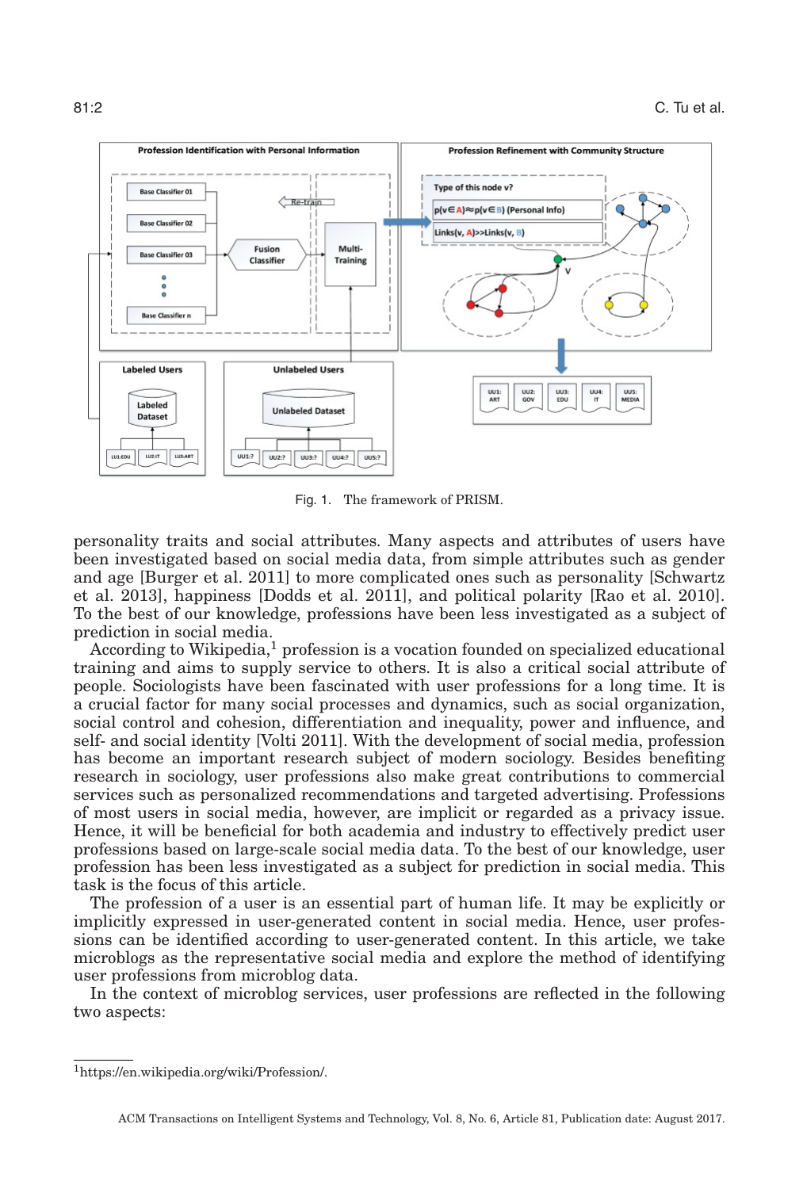Fig. 1. The framework of PRISM.

personality traits and social attributes. Many aspects and attributes of users have been investigated based on social media data, from simple attributes such as gender and age [Burger et al. 2011] to more complicated ones such as personality [Schwartz et al. 2013], happiness [Dodds et al. 2011], and political polarity [Rao et al. 2010]. To the best of our knowledge, professions have been less investigated as a subject of prediction in social media.

According to Wikipedia,[1] profession is a vocation founded on specialized educational training and aims to supply service to others. It is also a critical social attribute of people. Sociologists have been fascinated with user professions for a long time. It is a crucial factor for many social processes and dynamics, such as social organization, social control and cohesion, differentiation and inequality, power and influence, and self- and social identity [Volti 2011]. With the development of social media, profession has become an important research subject of modern sociology. Besides benefiting research in sociology, user professions also make great contributions to commercial services such as personalized recommendations and targeted advertising. Professions of most users in social media, however, are implicit or regarded as a privacy issue. Hence, it will be beneficial for both academia and industry to effectively predict user professions based on large-scale social media data. To the best of our knowledge, user profession has been less investigated as a subject for prediction in social media. This task is the focus of this article.

The profession of a user is an essential part of human life. It may be explicitly or implicitly expressed in user-generated content in social media. Hence, user professions can be identified according to user-generated content. In this article, we take microblogs as the representative social media and explore the method of identifying user professions from microblog data.

In the context of microblog services, user professions are reflected in the following two aspects:

[1] https://en.wikipedia.org/wiki/Profession/.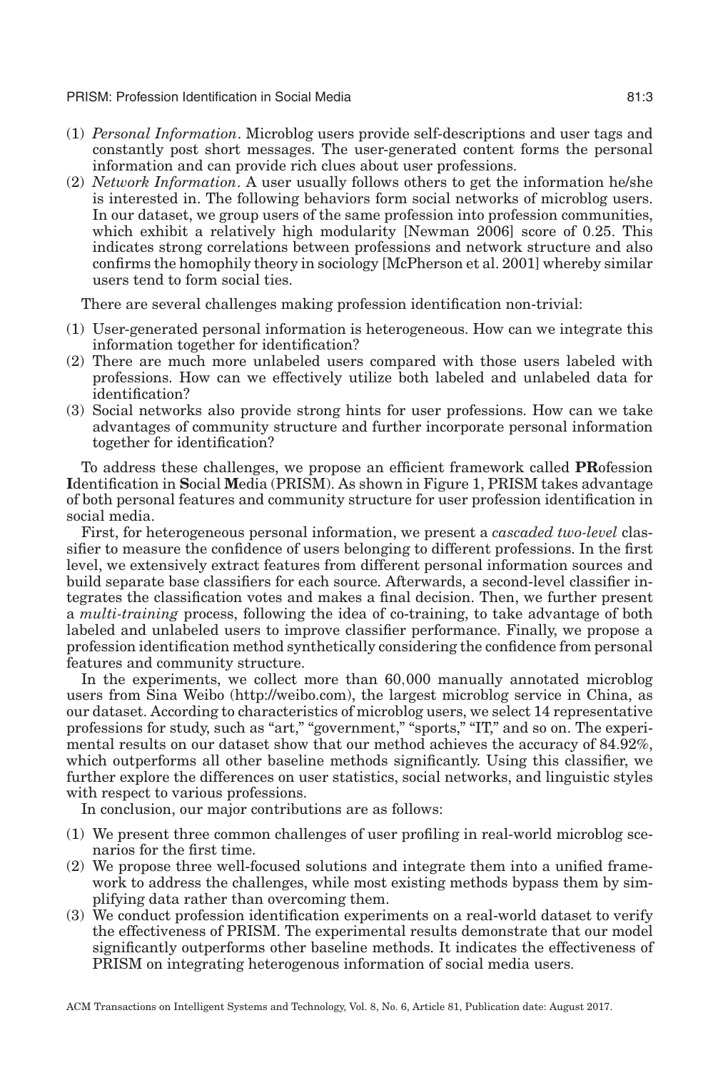(1) *Personal Information*. Microblog users provide self-descriptions and user tags and constantly post short messages. The user-generated content forms the personal information and can provide rich clues about user professions.
(2) *Network Information*. A user usually follows others to get the information he/she is interested in. The following behaviors form social networks of microblog users. In our dataset, we group users of the same profession into profession communities, which exhibit a relatively high modularity [Newman 2006] score of 0.25. This indicates strong correlations between professions and network structure and also confirms the homophily theory in sociology [McPherson et al. 2001] whereby similar users tend to form social ties.

There are several challenges making profession identification non-trivial:

(1) User-generated personal information is heterogeneous. How can we integrate this information together for identification?
(2) There are much more unlabeled users compared with those users labeled with professions. How can we effectively utilize both labeled and unlabeled data for identification?
(3) Social networks also provide strong hints for user professions. How can we take advantages of community structure and further incorporate personal information together for identification?

To address these challenges, we propose an efficient framework called **PR**ofession **I**dentification in **S**ocial **M**edia (PRISM). As shown in Figure 1, PRISM takes advantage of both personal features and community structure for user profession identification in social media.

First, for heterogeneous personal information, we present a *cascaded two-level* classifier to measure the confidence of users belonging to different professions. In the first level, we extensively extract features from different personal information sources and build separate base classifiers for each source. Afterwards, a second-level classifier integrates the classification votes and makes a final decision. Then, we further present a *multi-training* process, following the idea of co-training, to take advantage of both labeled and unlabeled users to improve classifier performance. Finally, we propose a profession identification method synthetically considering the confidence from personal features and community structure.

In the experiments, we collect more than 60,000 manually annotated microblog users from Sina Weibo (http://weibo.com), the largest microblog service in China, as our dataset. According to characteristics of microblog users, we select 14 representative professions for study, such as "art," "government," "sports," "IT," and so on. The experimental results on our dataset show that our method achieves the accuracy of 84.92%, which outperforms all other baseline methods significantly. Using this classifier, we further explore the differences on user statistics, social networks, and linguistic styles with respect to various professions.

In conclusion, our major contributions are as follows:

(1) We present three common challenges of user profiling in real-world microblog scenarios for the first time.
(2) We propose three well-focused solutions and integrate them into a unified framework to address the challenges, while most existing methods bypass them by simplifying data rather than overcoming them.
(3) We conduct profession identification experiments on a real-world dataset to verify the effectiveness of PRISM. The experimental results demonstrate that our model significantly outperforms other baseline methods. It indicates the effectiveness of PRISM on integrating heterogenous information of social media users.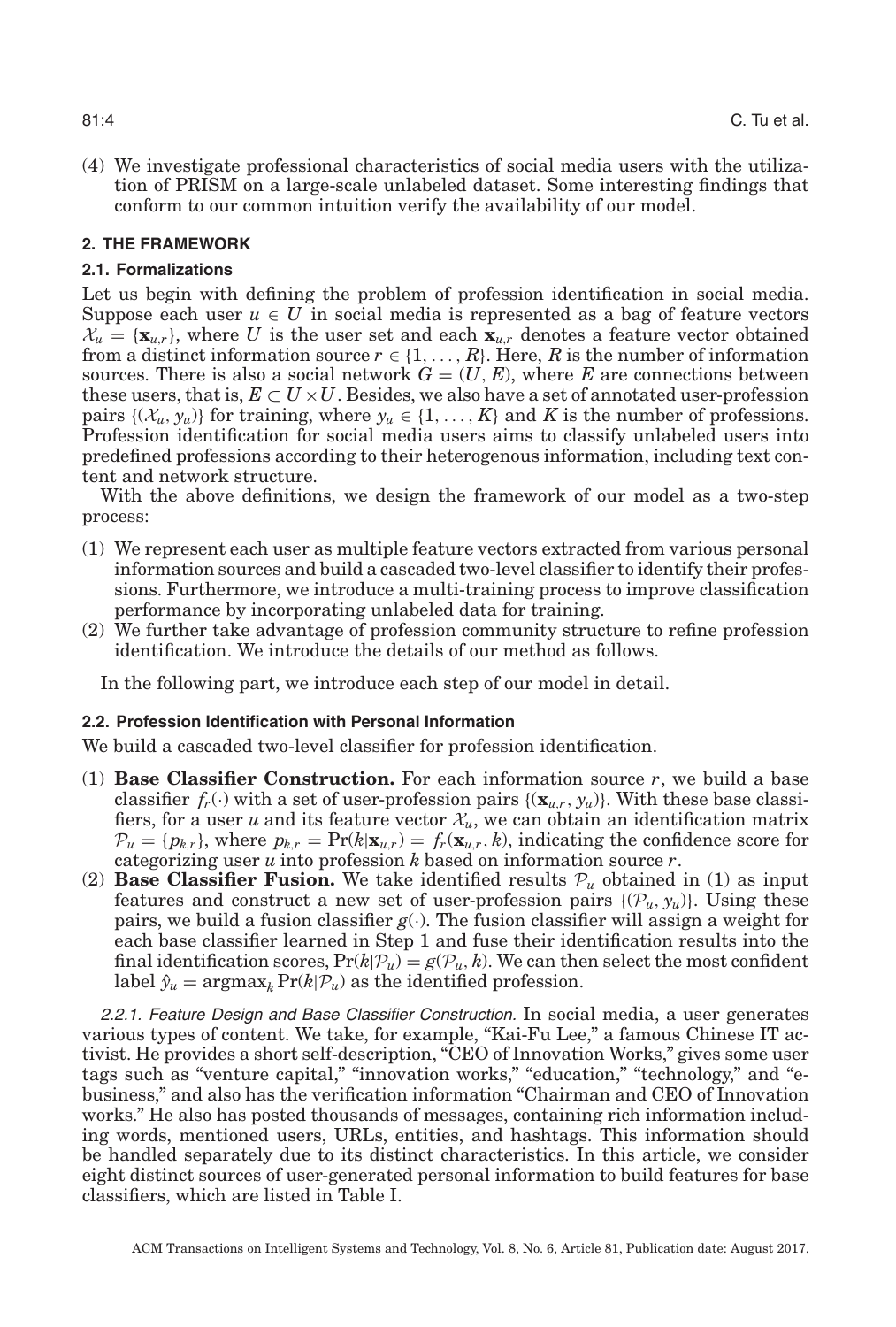(4) We investigate professional characteristics of social media users with the utilization of PRISM on a large-scale unlabeled dataset. Some interesting findings that conform to our common intuition verify the availability of our model.

## 2. THE FRAMEWORK

### 2.1. Formalizations

Let us begin with defining the problem of profession identification in social media. Suppose each user $u \in U$ in social media is represented as a bag of feature vectors $\mathcal{X}_u = \{\mathbf{x}_{u,r}\}$, where $U$ is the user set and each $\mathbf{x}_{u,r}$ denotes a feature vector obtained from a distinct information source $r \in \{1, \ldots, R\}$. Here, $R$ is the number of information sources. There is also a social network $G = (U, E)$, where $E$ are connections between these users, that is, $E \subset U \times U$. Besides, we also have a set of annotated user-profession pairs $\{(\mathcal{X}_u, y_u)\}$ for training, where $y_u \in \{1, \ldots, K\}$ and $K$ is the number of professions. Profession identification for social media users aims to classify unlabeled users into predefined professions according to their heterogenous information, including text content and network structure.

With the above definitions, we design the framework of our model as a two-step process:

(1) We represent each user as multiple feature vectors extracted from various personal information sources and build a cascaded two-level classifier to identify their professions. Furthermore, we introduce a multi-training process to improve classification performance by incorporating unlabeled data for training.
(2) We further take advantage of profession community structure to refine profession identification. We introduce the details of our method as follows.

In the following part, we introduce each step of our model in detail.

### 2.2. Profession Identification with Personal Information

We build a cascaded two-level classifier for profession identification.

(1) **Base Classifier Construction.** For each information source $r$, we build a base classifier $f_r(\cdot)$ with a set of user-profession pairs $\{(\mathbf{x}_{u,r}, y_u)\}$. With these base classifiers, for a user $u$ and its feature vector $\mathcal{X}_u$, we can obtain an identification matrix $\mathcal{P}_u = \{p_{k,r}\}$, where $p_{k,r} = \Pr(k|\mathbf{x}_{u,r}) = f_r(\mathbf{x}_{u,r}, k)$, indicating the confidence score for categorizing user $u$ into profession $k$ based on information source $r$.
(2) **Base Classifier Fusion.** We take identified results $\mathcal{P}_u$ obtained in (1) as input features and construct a new set of user-profession pairs $\{(\mathcal{P}_u, y_u)\}$. Using these pairs, we build a fusion classifier $g(\cdot)$. The fusion classifier will assign a weight for each base classifier learned in Step 1 and fuse their identification results into the final identification scores, $\Pr(k|\mathcal{P}_u) = g(\mathcal{P}_u, k)$. We can then select the most confident label $\hat{y}_u = \mathrm{argmax}_k \Pr(k|\mathcal{P}_u)$ as the identified profession.

*2.2.1. Feature Design and Base Classifier Construction.* In social media, a user generates various types of content. We take, for example, "Kai-Fu Lee," a famous Chinese IT activist. He provides a short self-description, "CEO of Innovation Works," gives some user tags such as "venture capital," "innovation works," "education," "technology," and "e-business," and also has the verification information "Chairman and CEO of Innovation works." He also has posted thousands of messages, containing rich information including words, mentioned users, URLs, entities, and hashtags. This information should be handled separately due to its distinct characteristics. In this article, we consider eight distinct sources of user-generated personal information to build features for base classifiers, which are listed in Table I.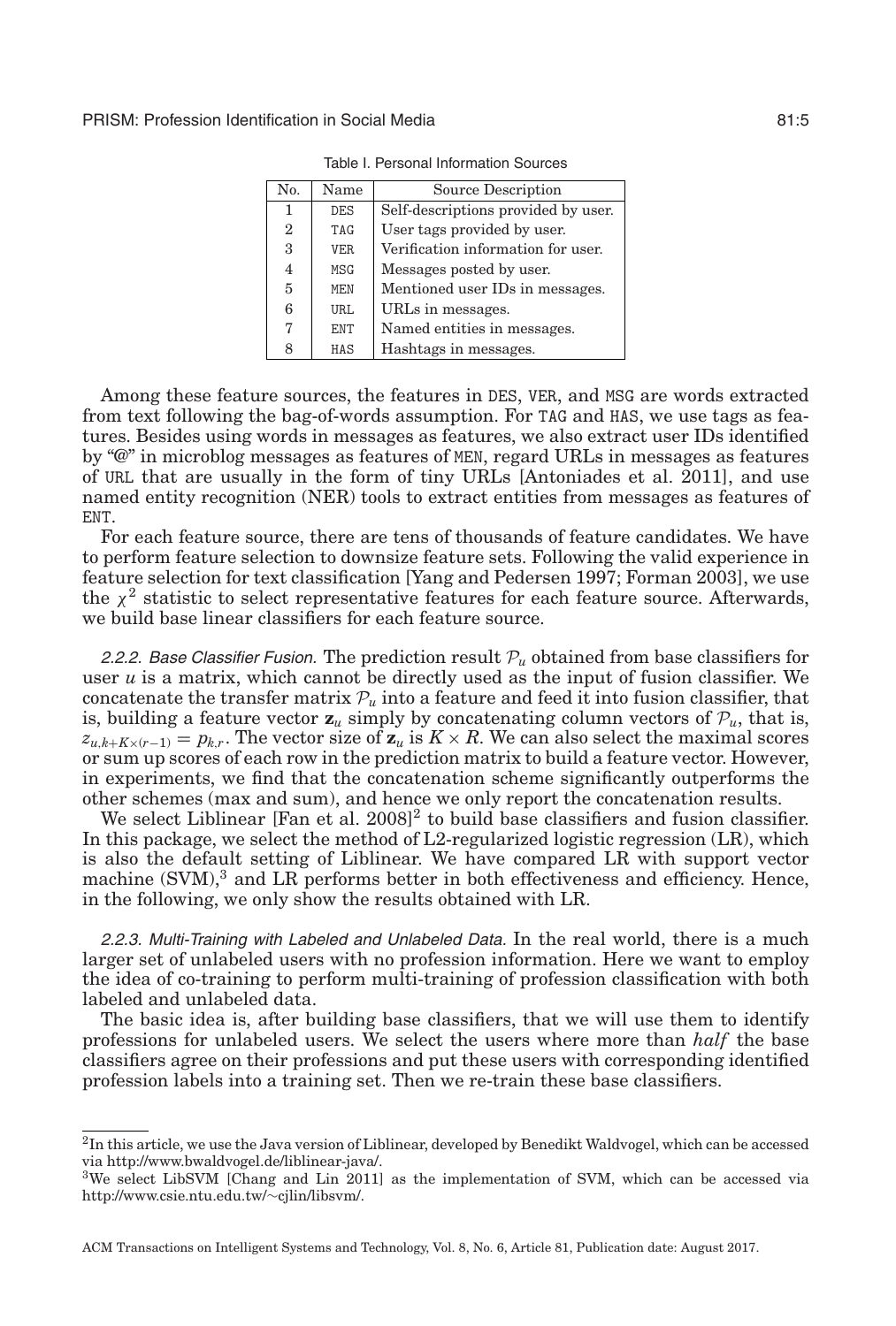Table I. Personal Information Sources

| No. | Name | Source Description |
| --- | --- | --- |
| 1 | DES | Self-descriptions provided by user. |
| 2 | TAG | User tags provided by user. |
| 3 | VER | Verification information for user. |
| 4 | MSG | Messages posted by user. |
| 5 | MEN | Mentioned user IDs in messages. |
| 6 | URL | URLs in messages. |
| 7 | ENT | Named entities in messages. |
| 8 | HAS | Hashtags in messages. |

Among these feature sources, the features in DES, VER, and MSG are words extracted from text following the bag-of-words assumption. For TAG and HAS, we use tags as features. Besides using words in messages as features, we also extract user IDs identified by "@" in microblog messages as features of MEN, regard URLs in messages as features of URL that are usually in the form of tiny URLs [Antoniades et al. 2011], and use named entity recognition (NER) tools to extract entities from messages as features of ENT.

For each feature source, there are tens of thousands of feature candidates. We have to perform feature selection to downsize feature sets. Following the valid experience in feature selection for text classification [Yang and Pedersen 1997; Forman 2003], we use the $\chi^2$ statistic to select representative features for each feature source. Afterwards, we build base linear classifiers for each feature source.

*2.2.2. Base Classifier Fusion.* The prediction result $\mathcal{P}_u$ obtained from base classifiers for user $u$ is a matrix, which cannot be directly used as the input of fusion classifier. We concatenate the transfer matrix $\mathcal{P}_u$ into a feature and feed it into fusion classifier, that is, building a feature vector $\mathbf{z}_u$ simply by concatenating column vectors of $\mathcal{P}_u$, that is, $z_{u,k+K\times(r-1)} = p_{k,r}$. The vector size of $\mathbf{z}_u$ is $K \times R$. We can also select the maximal scores or sum up scores of each row in the prediction matrix to build a feature vector. However, in experiments, we find that the concatenation scheme significantly outperforms the other schemes (max and sum), and hence we only report the concatenation results.

We select Liblinear [Fan et al. 2008][2] to build base classifiers and fusion classifier. In this package, we select the method of L2-regularized logistic regression (LR), which is also the default setting of Liblinear. We have compared LR with support vector machine (SVM),[3] and LR performs better in both effectiveness and efficiency. Hence, in the following, we only show the results obtained with LR.

*2.2.3. Multi-Training with Labeled and Unlabeled Data.* In the real world, there is a much larger set of unlabeled users with no profession information. Here we want to employ the idea of co-training to perform multi-training of profession classification with both labeled and unlabeled data.

The basic idea is, after building base classifiers, that we will use them to identify professions for unlabeled users. We select the users where more than *half* the base classifiers agree on their professions and put these users with corresponding identified profession labels into a training set. Then we re-train these base classifiers.

[2] In this article, we use the Java version of Liblinear, developed by Benedikt Waldvogel, which can be accessed via http://www.bwaldvogel.de/liblinear-java/.

[3] We select LibSVM [Chang and Lin 2011] as the implementation of SVM, which can be accessed via http://www.csie.ntu.edu.tw/~cjlin/libsvm/.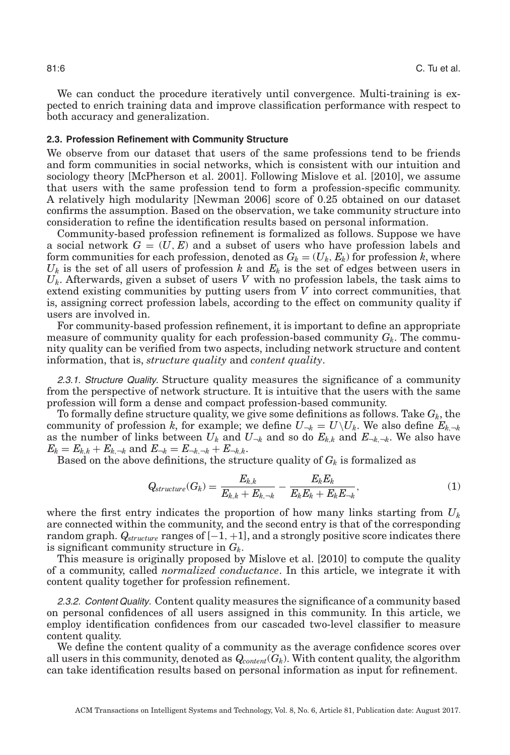We can conduct the procedure iteratively until convergence. Multi-training is expected to enrich training data and improve classification performance with respect to both accuracy and generalization.

### 2.3. Profession Refinement with Community Structure

We observe from our dataset that users of the same professions tend to be friends and form communities in social networks, which is consistent with our intuition and sociology theory [McPherson et al. 2001]. Following Mislove et al. [2010], we assume that users with the same profession tend to form a profession-specific community. A relatively high modularity [Newman 2006] score of 0.25 obtained on our dataset confirms the assumption. Based on the observation, we take community structure into consideration to refine the identification results based on personal information.

Community-based profession refinement is formalized as follows. Suppose we have a social network $G = (U, E)$ and a subset of users who have profession labels and form communities for each profession, denoted as $G_k = (U_k, E_k)$ for profession $k$, where $U_k$ is the set of all users of profession $k$ and $E_k$ is the set of edges between users in $U_k$. Afterwards, given a subset of users $V$ with no profession labels, the task aims to extend existing communities by putting users from $V$ into correct communities, that is, assigning correct profession labels, according to the effect on community quality if users are involved in.

For community-based profession refinement, it is important to define an appropriate measure of community quality for each profession-based community $G_k$. The community quality can be verified from two aspects, including network structure and content information, that is, *structure quality* and *content quality*.

#### 2.3.1. Structure Quality.

Structure quality measures the significance of a community from the perspective of network structure. It is intuitive that the users with the same profession will form a dense and compact profession-based community.

To formally define structure quality, we give some definitions as follows. Take $G_k$, the community of profession $k$, for example; we define $U_{\neg k} = U \backslash U_k$. We also define $E_{k,\neg k}$ as the number of links between $U_k$ and $U_{\neg k}$ and so do $E_{k,k}$ and $E_{\neg k,\neg k}$. We also have $E_k = E_{k,k} + E_{k,\neg k}$ and $E_{\neg k} = E_{\neg k,\neg k} + E_{\neg k,k}$.

Based on the above definitions, the structure quality of $G_k$ is formalized as

$$Q_{structure}(G_k) = \frac{E_{k,k}}{E_{k,k} + E_{k,\neg k}} - \frac{E_k E_k}{E_k E_k + E_k E_{\neg k}}, \tag{1}$$

where the first entry indicates the proportion of how many links starting from $U_k$ are connected within the community, and the second entry is that of the corresponding random graph. $Q_{structure}$ ranges of $[-1, +1]$, and a strongly positive score indicates there is significant community structure in $G_k$.

This measure is originally proposed by Mislove et al. [2010] to compute the quality of a community, called *normalized conductance*. In this article, we integrate it with content quality together for profession refinement.

#### 2.3.2. Content Quality.

Content quality measures the significance of a community based on personal confidences of all users assigned in this community. In this article, we employ identification confidences from our cascaded two-level classifier to measure content quality.

We define the content quality of a community as the average confidence scores over all users in this community, denoted as $Q_{content}(G_k)$. With content quality, the algorithm can take identification results based on personal information as input for refinement.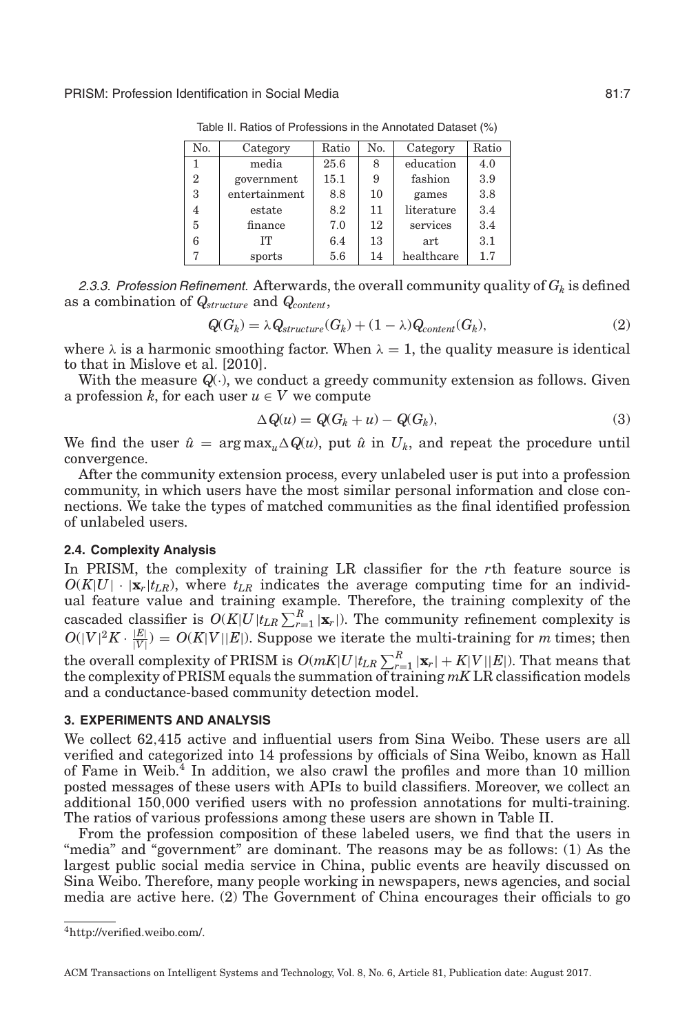Table II. Ratios of Professions in the Annotated Dataset (%)

| No. | Category | Ratio | No. | Category | Ratio |
|---|---|---|---|---|---|
| 1 | media | 25.6 | 8 | education | 4.0 |
| 2 | government | 15.1 | 9 | fashion | 3.9 |
| 3 | entertainment | 8.8 | 10 | games | 3.8 |
| 4 | estate | 8.2 | 11 | literature | 3.4 |
| 5 | finance | 7.0 | 12 | services | 3.4 |
| 6 | IT | 6.4 | 13 | art | 3.1 |
| 7 | sports | 5.6 | 14 | healthcare | 1.7 |

*2.3.3. Profession Refinement.* Afterwards, the overall community quality of $G_k$ is defined as a combination of $Q_{structure}$ and $Q_{content}$,

$$Q(G_k) = \lambda Q_{structure}(G_k) + (1 - \lambda)Q_{content}(G_k), \tag{2}$$

where $\lambda$ is a harmonic smoothing factor. When $\lambda = 1$, the quality measure is identical to that in Mislove et al. [2010].

With the measure $Q(\cdot)$, we conduct a greedy community extension as follows. Given a profession $k$, for each user $u \in V$ we compute

$$\Delta Q(u) = Q(G_k + u) - Q(G_k), \tag{3}$$

We find the user $\hat{u} = \arg\max_u \Delta Q(u)$, put $\hat{u}$ in $U_k$, and repeat the procedure until convergence.

After the community extension process, every unlabeled user is put into a profession community, in which users have the most similar personal information and close connections. We take the types of matched communities as the final identified profession of unlabeled users.

### 2.4. Complexity Analysis

In PRISM, the complexity of training LR classifier for the $r$th feature source is $O(K|U| \cdot |\mathbf{x}_r| t_{LR})$, where $t_{LR}$ indicates the average computing time for an individual feature value and training example. Therefore, the training complexity of the cascaded classifier is $O(K|U| t_{LR} \sum_{r=1}^{R} |\mathbf{x}_r|)$. The community refinement complexity is $O(|V|^2 K \cdot \frac{|E|}{|V|}) = O(K|V||E|)$. Suppose we iterate the multi-training for $m$ times; then the overall complexity of PRISM is $O(mK|U| t_{LR} \sum_{r=1}^{R} |\mathbf{x}_r| + K|V||E|)$. That means that the complexity of PRISM equals the summation of training $mK$ LR classification models and a conductance-based community detection model.

## 3. EXPERIMENTS AND ANALYSIS

We collect 62,415 active and influential users from Sina Weibo. These users are all verified and categorized into 14 professions by officials of Sina Weibo, known as Hall of Fame in Weib.[4] In addition, we also crawl the profiles and more than 10 million posted messages of these users with APIs to build classifiers. Moreover, we collect an additional 150,000 verified users with no profession annotations for multi-training. The ratios of various professions among these users are shown in Table II.

From the profession composition of these labeled users, we find that the users in "media" and "government" are dominant. The reasons may be as follows: (1) As the largest public social media service in China, public events are heavily discussed on Sina Weibo. Therefore, many people working in newspapers, news agencies, and social media are active here. (2) The Government of China encourages their officials to go

[4] http://verified.weibo.com/.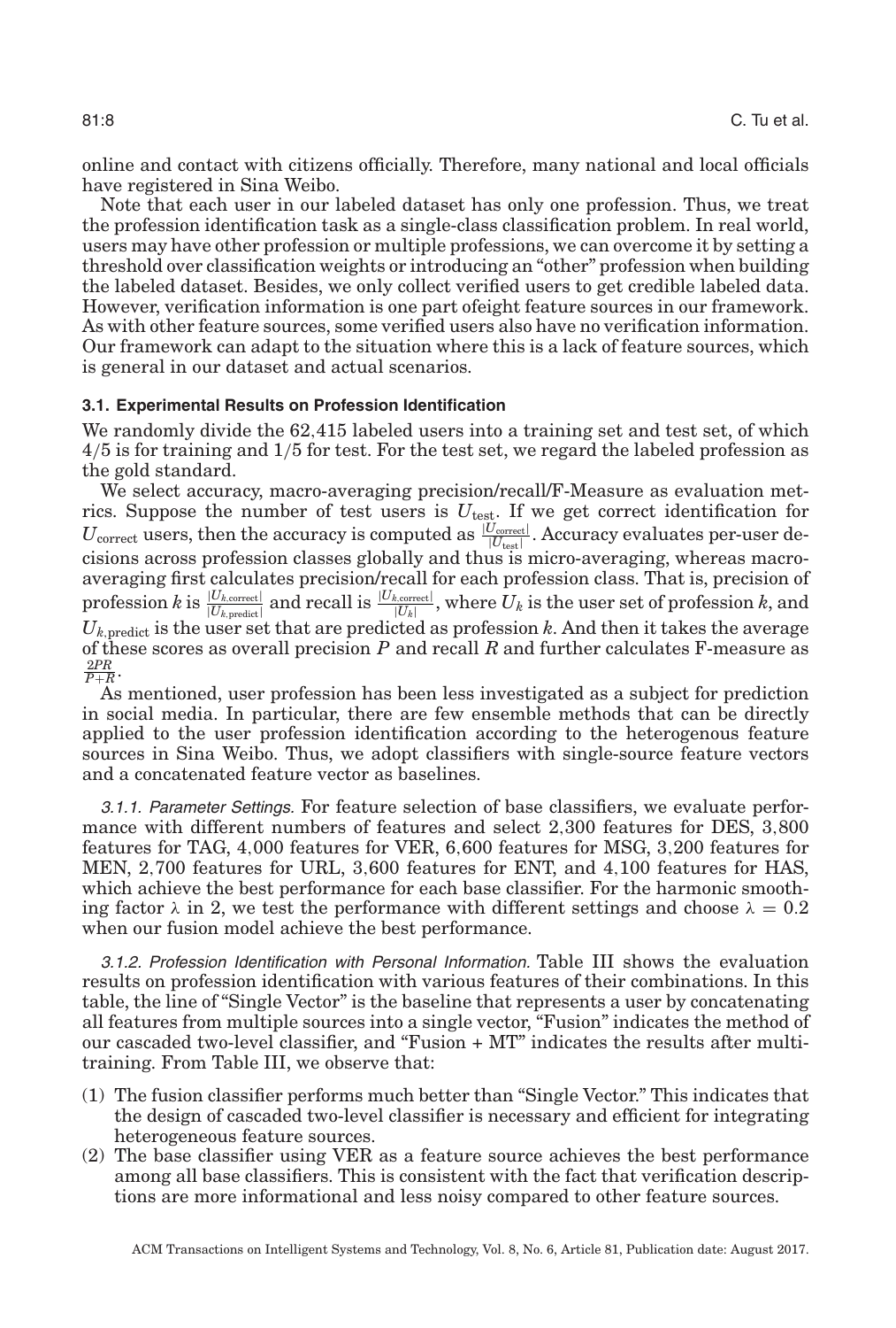online and contact with citizens officially. Therefore, many national and local officials have registered in Sina Weibo.

Note that each user in our labeled dataset has only one profession. Thus, we treat the profession identification task as a single-class classification problem. In real world, users may have other profession or multiple professions, we can overcome it by setting a threshold over classification weights or introducing an "other" profession when building the labeled dataset. Besides, we only collect verified users to get credible labeled data. However, verification information is one part ofeight feature sources in our framework. As with other feature sources, some verified users also have no verification information. Our framework can adapt to the situation where this is a lack of feature sources, which is general in our dataset and actual scenarios.

### 3.1. Experimental Results on Profession Identification

We randomly divide the 62,415 labeled users into a training set and test set, of which 4/5 is for training and 1/5 for test. For the test set, we regard the labeled profession as the gold standard.

We select accuracy, macro-averaging precision/recall/F-Measure as evaluation metrics. Suppose the number of test users is $U_{\text{test}}$. If we get correct identification for $U_{\text{correct}}$ users, then the accuracy is computed as $\frac{|U_{\text{correct}}|}{|U_{\text{test}}|}$. Accuracy evaluates per-user decisions across profession classes globally and thus is micro-averaging, whereas macro-averaging first calculates precision/recall for each profession class. That is, precision of profession $k$ is $\frac{|U_{k,\text{correct}}|}{|U_{k,\text{predict}}|}$ and recall is $\frac{|U_{k,\text{correct}}|}{|U_k|}$, where $U_k$ is the user set of profession $k$, and $U_{k,\text{predict}}$ is the user set that are predicted as profession $k$. And then it takes the average of these scores as overall precision $P$ and recall $R$ and further calculates F-measure as $\frac{2PR}{P+R}$.

As mentioned, user profession has been less investigated as a subject for prediction in social media. In particular, there are few ensemble methods that can be directly applied to the user profession identification according to the heterogenous feature sources in Sina Weibo. Thus, we adopt classifiers with single-source feature vectors and a concatenated feature vector as baselines.

#### 3.1.1. Parameter Settings.

For feature selection of base classifiers, we evaluate performance with different numbers of features and select 2,300 features for DES, 3,800 features for TAG, 4,000 features for VER, 6,600 features for MSG, 3,200 features for MEN, 2,700 features for URL, 3,600 features for ENT, and 4,100 features for HAS, which achieve the best performance for each base classifier. For the harmonic smoothing factor $\lambda$ in 2, we test the performance with different settings and choose $\lambda = 0.2$ when our fusion model achieve the best performance.

#### 3.1.2. Profession Identification with Personal Information.

Table III shows the evaluation results on profession identification with various features of their combinations. In this table, the line of "Single Vector" is the baseline that represents a user by concatenating all features from multiple sources into a single vector, "Fusion" indicates the method of our cascaded two-level classifier, and "Fusion + MT" indicates the results after multi-training. From Table III, we observe that:

(1) The fusion classifier performs much better than "Single Vector." This indicates that the design of cascaded two-level classifier is necessary and efficient for integrating heterogeneous feature sources.
(2) The base classifier using VER as a feature source achieves the best performance among all base classifiers. This is consistent with the fact that verification descriptions are more informational and less noisy compared to other feature sources.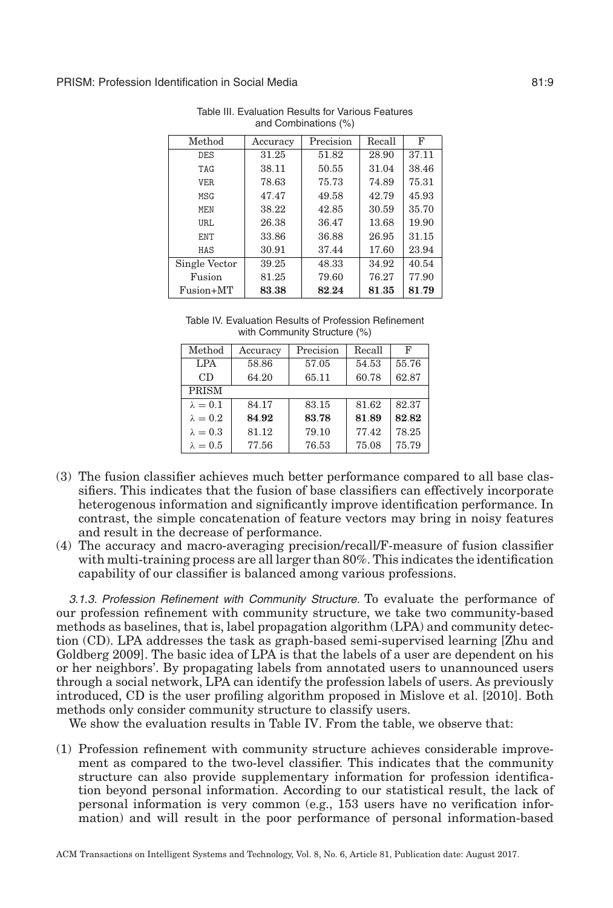Table III. Evaluation Results for Various Features and Combinations (%)

| Method | Accuracy | Precision | Recall | F |
|---|---|---|---|---|
| DES | 31.25 | 51.82 | 28.90 | 37.11 |
| TAG | 38.11 | 50.55 | 31.04 | 38.46 |
| VER | 78.63 | 75.73 | 74.89 | 75.31 |
| MSG | 47.47 | 49.58 | 42.79 | 45.93 |
| MEN | 38.22 | 42.85 | 30.59 | 35.70 |
| URL | 26.38 | 36.47 | 13.68 | 19.90 |
| ENT | 33.86 | 36.88 | 26.95 | 31.15 |
| HAS | 30.91 | 37.44 | 17.60 | 23.94 |
| Single Vector | 39.25 | 48.33 | 34.92 | 40.54 |
| Fusion | 81.25 | 79.60 | 76.27 | 77.90 |
| Fusion+MT | **83.38** | **82.24** | **81.35** | **81.79** |

Table IV. Evaluation Results of Profession Refinement with Community Structure (%)

| Method | Accuracy | Precision | Recall | F |
|---|---|---|---|---|
| LPA | 58.86 | 57.05 | 54.53 | 55.76 |
| CD | 64.20 | 65.11 | 60.78 | 62.87 |
| PRISM | | | | |
| $\lambda = 0.1$ | 84.17 | 83.15 | 81.62 | 82.37 |
| $\lambda = 0.2$ | **84.92** | **83.78** | **81.89** | **82.82** |
| $\lambda = 0.3$ | 81.12 | 79.10 | 77.42 | 78.25 |
| $\lambda = 0.5$ | 77.56 | 76.53 | 75.08 | 75.79 |

(3) The fusion classifier achieves much better performance compared to all base classifiers. This indicates that the fusion of base classifiers can effectively incorporate heterogenous information and significantly improve identification performance. In contrast, the simple concatenation of feature vectors may bring in noisy features and result in the decrease of performance.

(4) The accuracy and macro-averaging precision/recall/F-measure of fusion classifier with multi-training process are all larger than 80%. This indicates the identification capability of our classifier is balanced among various professions.

*3.1.3. Profession Refinement with Community Structure.* To evaluate the performance of our profession refinement with community structure, we take two community-based methods as baselines, that is, label propagation algorithm (LPA) and community detection (CD). LPA addresses the task as graph-based semi-supervised learning [Zhu and Goldberg 2009]. The basic idea of LPA is that the labels of a user are dependent on his or her neighbors'. By propagating labels from annotated users to unannounced users through a social network, LPA can identify the profession labels of users. As previously introduced, CD is the user profiling algorithm proposed in Mislove et al. [2010]. Both methods only consider community structure to classify users.

We show the evaluation results in Table IV. From the table, we observe that:

(1) Profession refinement with community structure achieves considerable improvement as compared to the two-level classifier. This indicates that the community structure can also provide supplementary information for profession identification beyond personal information. According to our statistical result, the lack of personal information is very common (e.g., 153 users have no verification information) and will result in the poor performance of personal information-based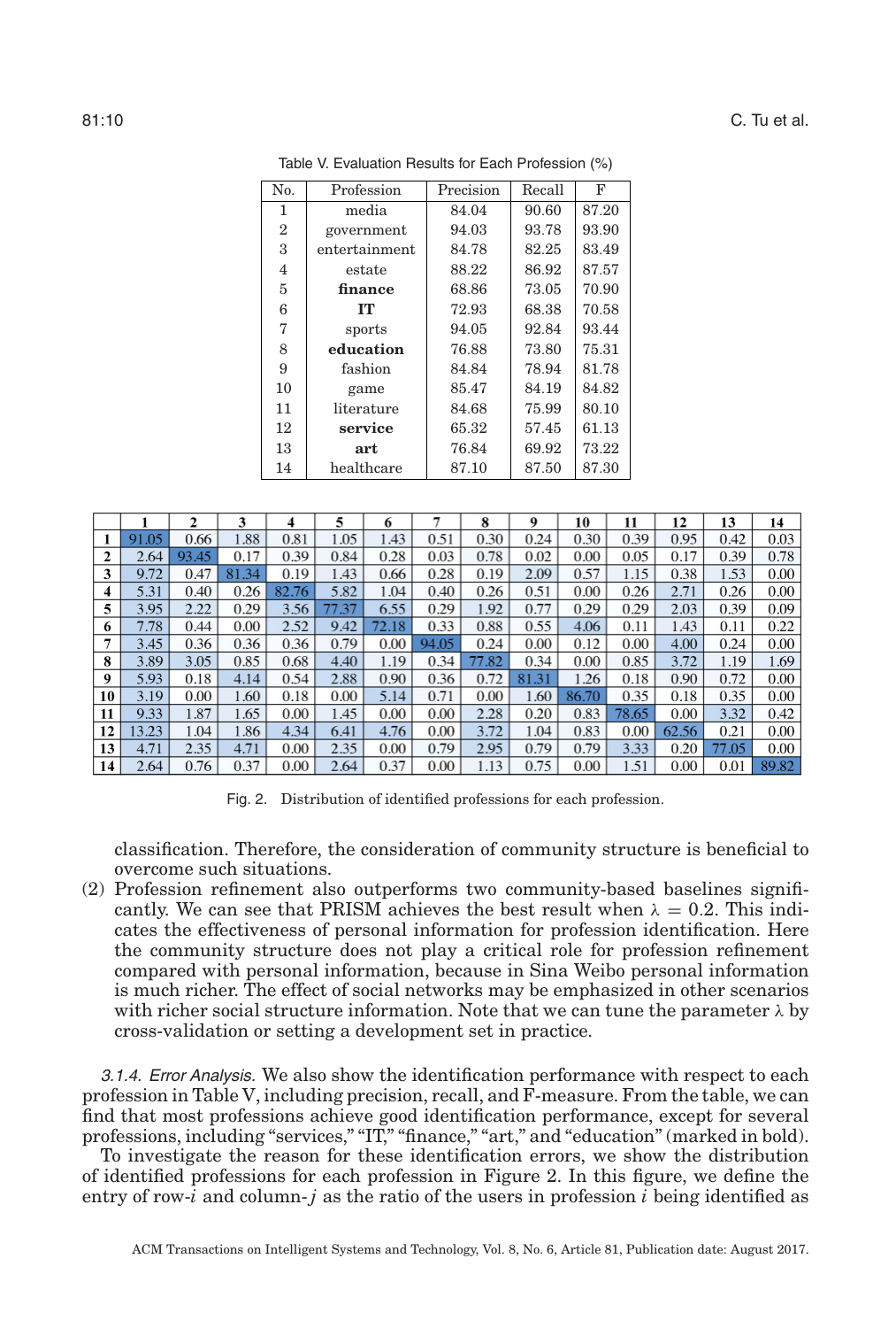Table V. Evaluation Results for Each Profession (%)

| No. | Profession | Precision | Recall | F |
|---|---|---|---|---|
| 1 | media | 84.04 | 90.60 | 87.20 |
| 2 | government | 94.03 | 93.78 | 93.90 |
| 3 | entertainment | 84.78 | 82.25 | 83.49 |
| 4 | estate | 88.22 | 86.92 | 87.57 |
| 5 | **finance** | 68.86 | 73.05 | 70.90 |
| 6 | **IT** | 72.93 | 68.38 | 70.58 |
| 7 | sports | 94.05 | 92.84 | 93.44 |
| 8 | **education** | 76.88 | 73.80 | 75.31 |
| 9 | fashion | 84.84 | 78.94 | 81.78 |
| 10 | game | 85.47 | 84.19 | 84.82 |
| 11 | literature | 84.68 | 75.99 | 80.10 |
| 12 | **service** | 65.32 | 57.45 | 61.13 |
| 13 | **art** | 76.84 | 69.92 | 73.22 |
| 14 | healthcare | 87.10 | 87.50 | 87.30 |

| | 1 | 2 | 3 | 4 | 5 | 6 | 7 | 8 | 9 | 10 | 11 | 12 | 13 | 14 |
|---|---|---|---|---|---|---|---|---|---|---|---|---|---|---|
| **1** | 91.05 | 0.66 | 1.88 | 0.81 | 1.05 | 1.43 | 0.51 | 0.30 | 0.24 | 0.30 | 0.39 | 0.95 | 0.42 | 0.03 |
| **2** | 2.64 | 93.45 | 0.17 | 0.39 | 0.84 | 0.28 | 0.03 | 0.78 | 0.02 | 0.00 | 0.05 | 0.17 | 0.39 | 0.78 |
| **3** | 9.72 | 0.47 | 81.34 | 0.19 | 1.43 | 0.66 | 0.28 | 0.19 | 2.09 | 0.57 | 1.15 | 0.38 | 1.53 | 0.00 |
| **4** | 5.31 | 0.40 | 0.26 | 82.76 | 5.82 | 1.04 | 0.40 | 0.26 | 0.51 | 0.00 | 0.26 | 2.71 | 0.26 | 0.00 |
| **5** | 3.95 | 2.22 | 0.29 | 3.56 | 77.37 | 6.55 | 0.29 | 1.92 | 0.77 | 0.29 | 0.29 | 2.03 | 0.39 | 0.09 |
| **6** | 7.78 | 0.44 | 0.00 | 2.52 | 9.42 | 72.18 | 0.33 | 0.88 | 0.55 | 4.06 | 0.11 | 1.43 | 0.11 | 0.22 |
| **7** | 3.45 | 0.36 | 0.36 | 0.36 | 0.79 | 0.00 | 94.05 | 0.24 | 0.00 | 0.12 | 0.00 | 4.00 | 0.24 | 0.00 |
| **8** | 3.89 | 3.05 | 0.85 | 0.68 | 4.40 | 1.19 | 0.34 | 77.82 | 0.34 | 0.00 | 0.85 | 3.72 | 1.19 | 1.69 |
| **9** | 5.93 | 0.18 | 4.14 | 0.54 | 2.88 | 0.90 | 0.36 | 0.72 | 81.31 | 1.26 | 0.18 | 0.90 | 0.72 | 0.00 |
| **10** | 3.19 | 0.00 | 1.60 | 0.18 | 0.00 | 5.14 | 0.71 | 0.00 | 1.60 | 86.70 | 0.35 | 0.18 | 0.35 | 0.00 |
| **11** | 9.33 | 1.87 | 1.65 | 0.00 | 1.45 | 0.00 | 0.00 | 2.28 | 0.20 | 0.83 | 78.65 | 0.00 | 3.32 | 0.42 |
| **12** | 13.23 | 1.04 | 1.86 | 4.34 | 6.41 | 4.76 | 0.00 | 3.72 | 1.04 | 0.83 | 0.00 | 62.56 | 0.21 | 0.00 |
| **13** | 4.71 | 2.35 | 4.71 | 0.00 | 2.35 | 0.00 | 0.79 | 2.95 | 0.79 | 0.79 | 3.33 | 0.20 | 77.05 | 0.00 |
| **14** | 2.64 | 0.76 | 0.37 | 0.00 | 2.64 | 0.37 | 0.00 | 1.13 | 0.75 | 0.00 | 1.51 | 0.00 | 0.01 | 89.82 |

Fig. 2. Distribution of identified professions for each profession.

classification. Therefore, the consideration of community structure is beneficial to overcome such situations.

(2) Profession refinement also outperforms two community-based baselines significantly. We can see that PRISM achieves the best result when $\lambda = 0.2$. This indicates the effectiveness of personal information for profession identification. Here the community structure does not play a critical role for profession refinement compared with personal information, because in Sina Weibo personal information is much richer. The effect of social networks may be emphasized in other scenarios with richer social structure information. Note that we can tune the parameter $\lambda$ by cross-validation or setting a development set in practice.

*3.1.4. Error Analysis.* We also show the identification performance with respect to each profession in Table V, including precision, recall, and F-measure. From the table, we can find that most professions achieve good identification performance, except for several professions, including "services," "IT," "finance," "art," and "education" (marked in bold).

To investigate the reason for these identification errors, we show the distribution of identified professions for each profession in Figure 2. In this figure, we define the entry of row-$i$ and column-$j$ as the ratio of the users in profession $i$ being identified as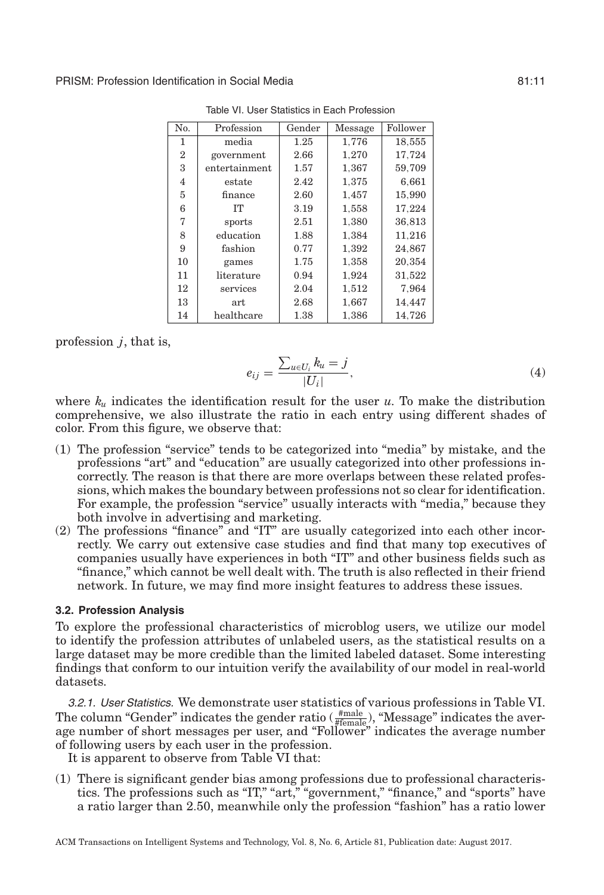Table VI. User Statistics in Each Profession

| No. | Profession | Gender | Message | Follower |
|---|---|---|---|---|
| 1 | media | 1.25 | 1,776 | 18,555 |
| 2 | government | 2.66 | 1,270 | 17,724 |
| 3 | entertainment | 1.57 | 1,367 | 59,709 |
| 4 | estate | 2.42 | 1,375 | 6,661 |
| 5 | finance | 2.60 | 1,457 | 15,990 |
| 6 | IT | 3.19 | 1,558 | 17,224 |
| 7 | sports | 2.51 | 1,380 | 36,813 |
| 8 | education | 1.88 | 1,384 | 11,216 |
| 9 | fashion | 0.77 | 1,392 | 24,867 |
| 10 | games | 1.75 | 1,358 | 20,354 |
| 11 | literature | 0.94 | 1,924 | 31,522 |
| 12 | services | 2.04 | 1,512 | 7,964 |
| 13 | art | 2.68 | 1,667 | 14,447 |
| 14 | healthcare | 1.38 | 1,386 | 14,726 |

profession $j$, that is,

$$e_{ij} = \frac{\sum_{u \in U_i} k_u = j}{|U_i|}, \tag{4}$$

where $k_u$ indicates the identification result for the user $u$. To make the distribution comprehensive, we also illustrate the ratio in each entry using different shades of color. From this figure, we observe that:

(1) The profession "service" tends to be categorized into "media" by mistake, and the professions "art" and "education" are usually categorized into other professions incorrectly. The reason is that there are more overlaps between these related professions, which makes the boundary between professions not so clear for identification. For example, the profession "service" usually interacts with "media," because they both involve in advertising and marketing.

(2) The professions "finance" and "IT" are usually categorized into each other incorrectly. We carry out extensive case studies and find that many top executives of companies usually have experiences in both "IT" and other business fields such as "finance," which cannot be well dealt with. The truth is also reflected in their friend network. In future, we may find more insight features to address these issues.

### 3.2. Profession Analysis

To explore the professional characteristics of microblog users, we utilize our model to identify the profession attributes of unlabeled users, as the statistical results on a large dataset may be more credible than the limited labeled dataset. Some interesting findings that conform to our intuition verify the availability of our model in real-world datasets.

*3.2.1. User Statistics.* We demonstrate user statistics of various professions in Table VI. The column "Gender" indicates the gender ratio ($\frac{\#\text{male}}{\#\text{female}}$), "Message" indicates the average number of short messages per user, and "Follower" indicates the average number of following users by each user in the profession.

It is apparent to observe from Table VI that:

(1) There is significant gender bias among professions due to professional characteristics. The professions such as "IT," "art," "government," "finance," and "sports" have a ratio larger than 2.50, meanwhile only the profession "fashion" has a ratio lower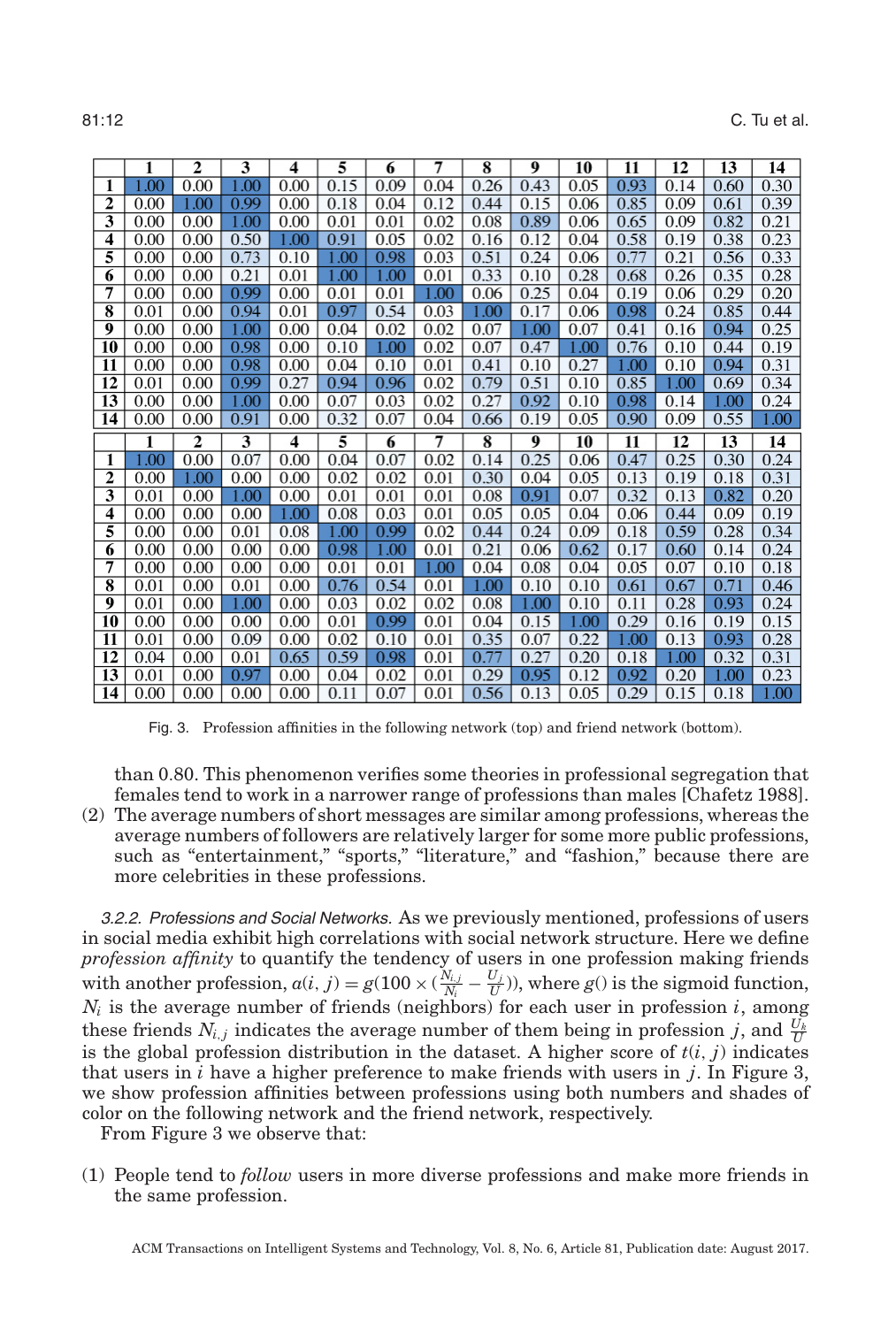|  | 1 | 2 | 3 | 4 | 5 | 6 | 7 | 8 | 9 | 10 | 11 | 12 | 13 | 14 |
|---|---|---|---|---|---|---|---|---|---|---|---|---|---|---|
| **1** | 1.00 | 0.00 | 1.00 | 0.00 | 0.15 | 0.09 | 0.04 | 0.26 | 0.43 | 0.05 | 0.93 | 0.14 | 0.60 | 0.30 |
| **2** | 0.00 | 1.00 | 0.99 | 0.00 | 0.18 | 0.04 | 0.12 | 0.44 | 0.15 | 0.06 | 0.85 | 0.09 | 0.61 | 0.39 |
| **3** | 0.00 | 0.00 | 1.00 | 0.00 | 0.01 | 0.01 | 0.02 | 0.08 | 0.89 | 0.06 | 0.65 | 0.09 | 0.82 | 0.21 |
| **4** | 0.00 | 0.00 | 0.50 | 1.00 | 0.91 | 0.05 | 0.02 | 0.16 | 0.12 | 0.04 | 0.58 | 0.19 | 0.38 | 0.23 |
| **5** | 0.00 | 0.00 | 0.73 | 0.10 | 1.00 | 0.98 | 0.03 | 0.51 | 0.24 | 0.06 | 0.77 | 0.21 | 0.56 | 0.33 |
| **6** | 0.00 | 0.00 | 0.21 | 0.01 | 1.00 | 1.00 | 0.01 | 0.33 | 0.10 | 0.28 | 0.68 | 0.26 | 0.35 | 0.28 |
| **7** | 0.00 | 0.00 | 0.99 | 0.00 | 0.01 | 0.01 | 1.00 | 0.06 | 0.25 | 0.04 | 0.19 | 0.06 | 0.29 | 0.20 |
| **8** | 0.01 | 0.00 | 0.94 | 0.01 | 0.97 | 0.54 | 0.03 | 1.00 | 0.17 | 0.06 | 0.98 | 0.24 | 0.85 | 0.44 |
| **9** | 0.00 | 0.00 | 1.00 | 0.00 | 0.04 | 0.02 | 0.02 | 0.07 | 1.00 | 0.07 | 0.41 | 0.16 | 0.94 | 0.25 |
| **10** | 0.00 | 0.00 | 0.98 | 0.00 | 0.10 | 1.00 | 0.02 | 0.07 | 0.47 | 1.00 | 0.76 | 0.10 | 0.44 | 0.19 |
| **11** | 0.00 | 0.00 | 0.98 | 0.00 | 0.04 | 0.10 | 0.01 | 0.41 | 0.10 | 0.27 | 1.00 | 0.10 | 0.94 | 0.31 |
| **12** | 0.01 | 0.00 | 0.99 | 0.27 | 0.94 | 0.96 | 0.02 | 0.79 | 0.51 | 0.10 | 0.85 | 1.00 | 0.69 | 0.34 |
| **13** | 0.00 | 0.00 | 1.00 | 0.00 | 0.07 | 0.03 | 0.02 | 0.27 | 0.92 | 0.10 | 0.98 | 0.14 | 1.00 | 0.24 |
| **14** | 0.00 | 0.00 | 0.91 | 0.00 | 0.32 | 0.07 | 0.04 | 0.66 | 0.19 | 0.05 | 0.90 | 0.09 | 0.55 | 1.00 |

|  | 1 | 2 | 3 | 4 | 5 | 6 | 7 | 8 | 9 | 10 | 11 | 12 | 13 | 14 |
|---|---|---|---|---|---|---|---|---|---|---|---|---|---|---|
| **1** | 1.00 | 0.00 | 0.07 | 0.00 | 0.04 | 0.07 | 0.02 | 0.14 | 0.25 | 0.06 | 0.47 | 0.25 | 0.30 | 0.24 |
| **2** | 0.00 | 1.00 | 0.00 | 0.00 | 0.02 | 0.02 | 0.01 | 0.30 | 0.04 | 0.05 | 0.13 | 0.19 | 0.18 | 0.31 |
| **3** | 0.01 | 0.00 | 1.00 | 0.00 | 0.01 | 0.01 | 0.01 | 0.08 | 0.91 | 0.07 | 0.32 | 0.13 | 0.82 | 0.20 |
| **4** | 0.00 | 0.00 | 0.00 | 1.00 | 0.08 | 0.03 | 0.01 | 0.05 | 0.05 | 0.04 | 0.06 | 0.44 | 0.09 | 0.19 |
| **5** | 0.00 | 0.00 | 0.01 | 0.08 | 1.00 | 0.99 | 0.02 | 0.44 | 0.24 | 0.09 | 0.18 | 0.59 | 0.28 | 0.34 |
| **6** | 0.00 | 0.00 | 0.00 | 0.00 | 0.98 | 1.00 | 0.01 | 0.21 | 0.06 | 0.62 | 0.17 | 0.60 | 0.14 | 0.24 |
| **7** | 0.00 | 0.00 | 0.00 | 0.00 | 0.01 | 0.01 | 1.00 | 0.04 | 0.08 | 0.04 | 0.05 | 0.07 | 0.10 | 0.18 |
| **8** | 0.01 | 0.00 | 0.01 | 0.00 | 0.76 | 0.54 | 0.01 | 1.00 | 0.10 | 0.10 | 0.61 | 0.67 | 0.71 | 0.46 |
| **9** | 0.01 | 0.00 | 1.00 | 0.00 | 0.03 | 0.02 | 0.02 | 0.08 | 1.00 | 0.10 | 0.11 | 0.28 | 0.93 | 0.24 |
| **10** | 0.00 | 0.00 | 0.00 | 0.00 | 0.01 | 0.99 | 0.01 | 0.04 | 0.15 | 1.00 | 0.29 | 0.16 | 0.19 | 0.15 |
| **11** | 0.01 | 0.00 | 0.09 | 0.00 | 0.02 | 0.10 | 0.01 | 0.35 | 0.07 | 0.22 | 1.00 | 0.13 | 0.93 | 0.28 |
| **12** | 0.04 | 0.00 | 0.01 | 0.65 | 0.59 | 0.98 | 0.01 | 0.77 | 0.27 | 0.20 | 0.18 | 1.00 | 0.32 | 0.31 |
| **13** | 0.01 | 0.00 | 0.97 | 0.00 | 0.04 | 0.02 | 0.01 | 0.29 | 0.95 | 0.12 | 0.92 | 0.20 | 1.00 | 0.23 |
| **14** | 0.00 | 0.00 | 0.00 | 0.00 | 0.11 | 0.07 | 0.01 | 0.56 | 0.13 | 0.05 | 0.29 | 0.15 | 0.18 | 1.00 |

Fig. 3. Profession affinities in the following network (top) and friend network (bottom).

than 0.80. This phenomenon verifies some theories in professional segregation that females tend to work in a narrower range of professions than males [Chafetz 1988].

(2) The average numbers of short messages are similar among professions, whereas the average numbers of followers are relatively larger for some more public professions, such as "entertainment," "sports," "literature," and "fashion," because there are more celebrities in these professions.

*3.2.2. Professions and Social Networks.* As we previously mentioned, professions of users in social media exhibit high correlations with social network structure. Here we define *profession affinity* to quantify the tendency of users in one profession making friends with another profession, $a(i, j) = g(100 \times (\frac{N_{i,j}}{N_i} - \frac{U_j}{U}))$, where $g()$ is the sigmoid function, $N_i$ is the average number of friends (neighbors) for each user in profession $i$, among these friends $N_{i,j}$ indicates the average number of them being in profession $j$, and $\frac{U_k}{U}$ is the global profession distribution in the dataset. A higher score of $t(i, j)$ indicates that users in $i$ have a higher preference to make friends with users in $j$. In Figure 3, we show profession affinities between professions using both numbers and shades of color on the following network and the friend network, respectively.

From Figure 3 we observe that:

(1) People tend to *follow* users in more diverse professions and make more friends in the same profession.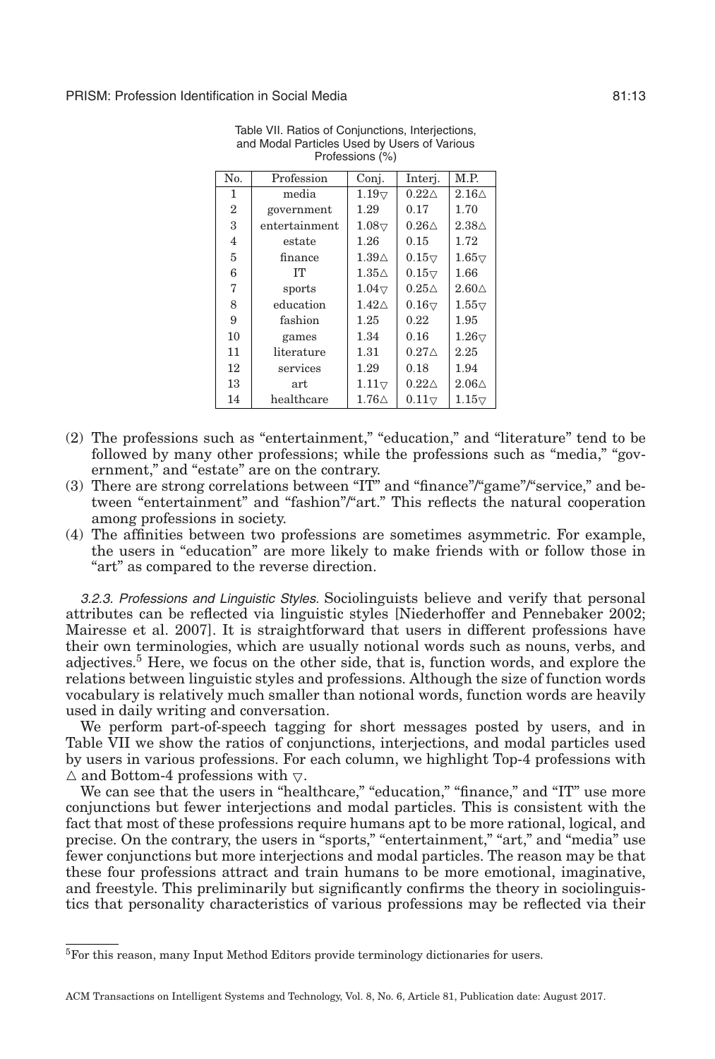Table VII. Ratios of Conjunctions, Interjections, and Modal Particles Used by Users of Various Professions (%)

| No. | Profession | Conj. | Interj. | M.P. |
|---|---|---|---|---|
| 1 | media | 1.19▽ | 0.22△ | 2.16△ |
| 2 | government | 1.29 | 0.17 | 1.70 |
| 3 | entertainment | 1.08▽ | 0.26△ | 2.38△ |
| 4 | estate | 1.26 | 0.15 | 1.72 |
| 5 | finance | 1.39△ | 0.15▽ | 1.65▽ |
| 6 | IT | 1.35△ | 0.15▽ | 1.66 |
| 7 | sports | 1.04▽ | 0.25△ | 2.60△ |
| 8 | education | 1.42△ | 0.16▽ | 1.55▽ |
| 9 | fashion | 1.25 | 0.22 | 1.95 |
| 10 | games | 1.34 | 0.16 | 1.26▽ |
| 11 | literature | 1.31 | 0.27△ | 2.25 |
| 12 | services | 1.29 | 0.18 | 1.94 |
| 13 | art | 1.11▽ | 0.22△ | 2.06△ |
| 14 | healthcare | 1.76△ | 0.11▽ | 1.15▽ |

(2) The professions such as "entertainment," "education," and "literature" tend to be followed by many other professions; while the professions such as "media," "government," and "estate" are on the contrary.
(3) There are strong correlations between "IT" and "finance"/"game"/"service," and between "entertainment" and "fashion"/"art." This reflects the natural cooperation among professions in society.
(4) The affinities between two professions are sometimes asymmetric. For example, the users in "education" are more likely to make friends with or follow those in "art" as compared to the reverse direction.

*3.2.3. Professions and Linguistic Styles.* Sociolinguists believe and verify that personal attributes can be reflected via linguistic styles [Niederhoffer and Pennebaker 2002; Mairesse et al. 2007]. It is straightforward that users in different professions have their own terminologies, which are usually notional words such as nouns, verbs, and adjectives.[5] Here, we focus on the other side, that is, function words, and explore the relations between linguistic styles and professions. Although the size of function words vocabulary is relatively much smaller than notional words, function words are heavily used in daily writing and conversation.

We perform part-of-speech tagging for short messages posted by users, and in Table VII we show the ratios of conjunctions, interjections, and modal particles used by users in various professions. For each column, we highlight Top-4 professions with △ and Bottom-4 professions with ▽.

We can see that the users in "healthcare," "education," "finance," and "IT" use more conjunctions but fewer interjections and modal particles. This is consistent with the fact that most of these professions require humans apt to be more rational, logical, and precise. On the contrary, the users in "sports," "entertainment," "art," and "media" use fewer conjunctions but more interjections and modal particles. The reason may be that these four professions attract and train humans to be more emotional, imaginative, and freestyle. This preliminarily but significantly confirms the theory in sociolinguistics that personality characteristics of various professions may be reflected via their

[5] For this reason, many Input Method Editors provide terminology dictionaries for users.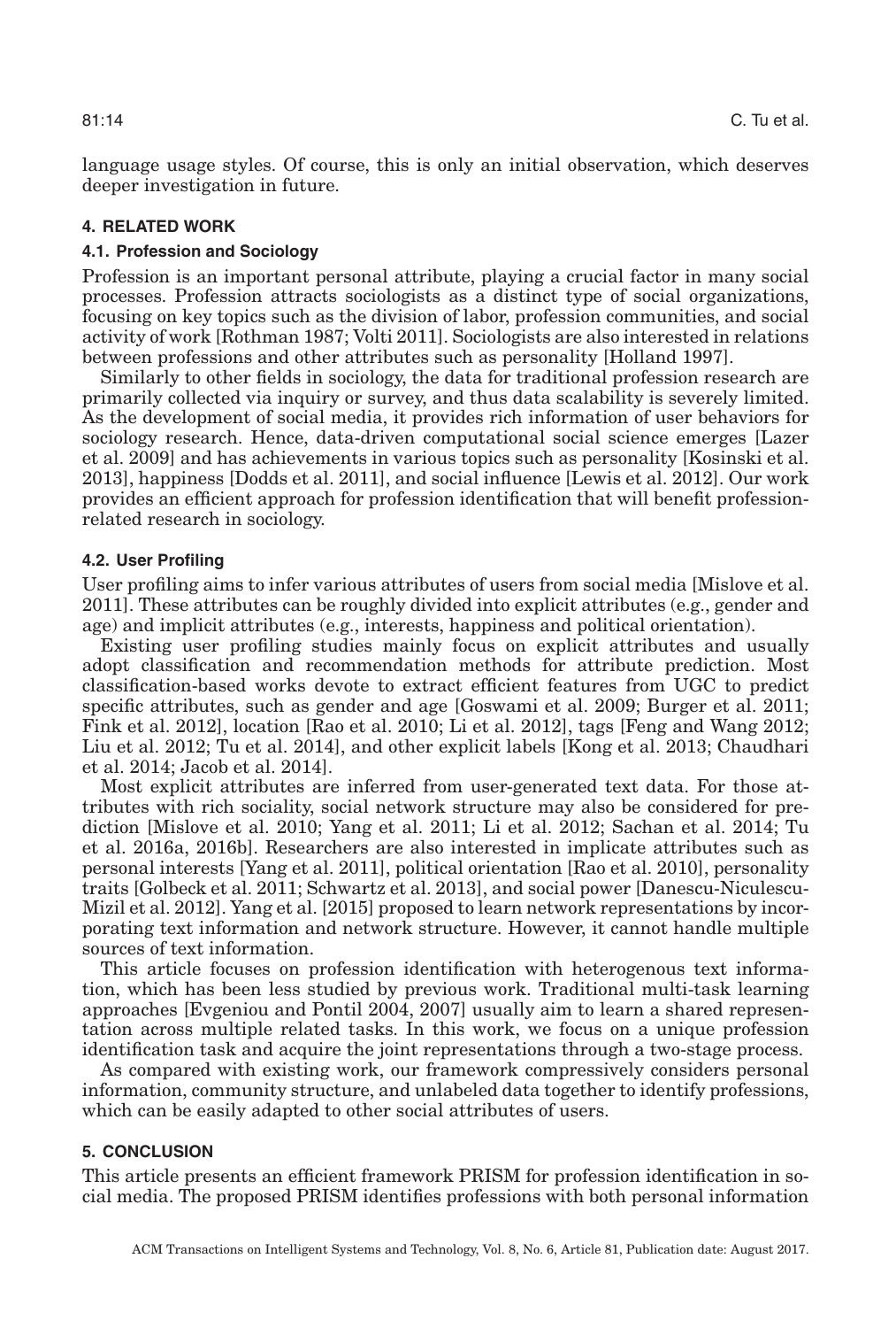language usage styles. Of course, this is only an initial observation, which deserves deeper investigation in future.

## 4. RELATED WORK

### 4.1. Profession and Sociology

Profession is an important personal attribute, playing a crucial factor in many social processes. Profession attracts sociologists as a distinct type of social organizations, focusing on key topics such as the division of labor, profession communities, and social activity of work [Rothman 1987; Volti 2011]. Sociologists are also interested in relations between professions and other attributes such as personality [Holland 1997].

Similarly to other fields in sociology, the data for traditional profession research are primarily collected via inquiry or survey, and thus data scalability is severely limited. As the development of social media, it provides rich information of user behaviors for sociology research. Hence, data-driven computational social science emerges [Lazer et al. 2009] and has achievements in various topics such as personality [Kosinski et al. 2013], happiness [Dodds et al. 2011], and social influence [Lewis et al. 2012]. Our work provides an efficient approach for profession identification that will benefit profession-related research in sociology.

### 4.2. User Profiling

User profiling aims to infer various attributes of users from social media [Mislove et al. 2011]. These attributes can be roughly divided into explicit attributes (e.g., gender and age) and implicit attributes (e.g., interests, happiness and political orientation).

Existing user profiling studies mainly focus on explicit attributes and usually adopt classification and recommendation methods for attribute prediction. Most classification-based works devote to extract efficient features from UGC to predict specific attributes, such as gender and age [Goswami et al. 2009; Burger et al. 2011; Fink et al. 2012], location [Rao et al. 2010; Li et al. 2012], tags [Feng and Wang 2012; Liu et al. 2012; Tu et al. 2014], and other explicit labels [Kong et al. 2013; Chaudhari et al. 2014; Jacob et al. 2014].

Most explicit attributes are inferred from user-generated text data. For those attributes with rich sociality, social network structure may also be considered for prediction [Mislove et al. 2010; Yang et al. 2011; Li et al. 2012; Sachan et al. 2014; Tu et al. 2016a, 2016b]. Researchers are also interested in implicate attributes such as personal interests [Yang et al. 2011], political orientation [Rao et al. 2010], personality traits [Golbeck et al. 2011; Schwartz et al. 2013], and social power [Danescu-Niculescu-Mizil et al. 2012]. Yang et al. [2015] proposed to learn network representations by incorporating text information and network structure. However, it cannot handle multiple sources of text information.

This article focuses on profession identification with heterogenous text information, which has been less studied by previous work. Traditional multi-task learning approaches [Evgeniou and Pontil 2004, 2007] usually aim to learn a shared representation across multiple related tasks. In this work, we focus on a unique profession identification task and acquire the joint representations through a two-stage process.

As compared with existing work, our framework compressively considers personal information, community structure, and unlabeled data together to identify professions, which can be easily adapted to other social attributes of users.

## 5. CONCLUSION

This article presents an efficient framework PRISM for profession identification in social media. The proposed PRISM identifies professions with both personal information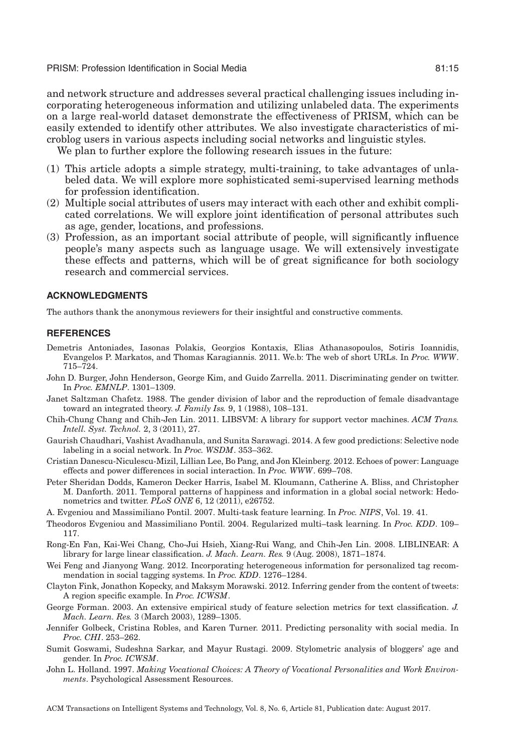and network structure and addresses several practical challenging issues including incorporating heterogeneous information and utilizing unlabeled data. The experiments on a large real-world dataset demonstrate the effectiveness of PRISM, which can be easily extended to identify other attributes. We also investigate characteristics of microblog users in various aspects including social networks and linguistic styles.

We plan to further explore the following research issues in the future:

(1) This article adopts a simple strategy, multi-training, to take advantages of unlabeled data. We will explore more sophisticated semi-supervised learning methods for profession identification.
(2) Multiple social attributes of users may interact with each other and exhibit complicated correlations. We will explore joint identification of personal attributes such as age, gender, locations, and professions.
(3) Profession, as an important social attribute of people, will significantly influence people's many aspects such as language usage. We will extensively investigate these effects and patterns, which will be of great significance for both sociology research and commercial services.

## ACKNOWLEDGMENTS

The authors thank the anonymous reviewers for their insightful and constructive comments.

## REFERENCES

Demetris Antoniades, Iasonas Polakis, Georgios Kontaxis, Elias Athanasopoulos, Sotiris Ioannidis, Evangelos P. Markatos, and Thomas Karagiannis. 2011. We.b: The web of short URLs. In *Proc. WWW*. 715–724.

John D. Burger, John Henderson, George Kim, and Guido Zarrella. 2011. Discriminating gender on twitter. In *Proc. EMNLP*. 1301–1309.

Janet Saltzman Chafetz. 1988. The gender division of labor and the reproduction of female disadvantage toward an integrated theory. *J. Family Iss.* 9, 1 (1988), 108–131.

Chih-Chung Chang and Chih-Jen Lin. 2011. LIBSVM: A library for support vector machines. *ACM Trans. Intell. Syst. Technol.* 2, 3 (2011), 27.

Gaurish Chaudhari, Vashist Avadhanula, and Sunita Sarawagi. 2014. A few good predictions: Selective node labeling in a social network. In *Proc. WSDM*. 353–362.

Cristian Danescu-Niculescu-Mizil, Lillian Lee, Bo Pang, and Jon Kleinberg. 2012. Echoes of power: Language effects and power differences in social interaction. In *Proc. WWW*. 699–708.

Peter Sheridan Dodds, Kameron Decker Harris, Isabel M. Kloumann, Catherine A. Bliss, and Christopher M. Danforth. 2011. Temporal patterns of happiness and information in a global social network: Hedonometrics and twitter. *PLoS ONE* 6, 12 (2011), e26752.

A. Evgeniou and Massimiliano Pontil. 2007. Multi-task feature learning. In *Proc. NIPS*, Vol. 19. 41.

Theodoros Evgeniou and Massimiliano Pontil. 2004. Regularized multi–task learning. In *Proc. KDD*. 109–117.

Rong-En Fan, Kai-Wei Chang, Cho-Jui Hsieh, Xiang-Rui Wang, and Chih-Jen Lin. 2008. LIBLINEAR: A library for large linear classification. *J. Mach. Learn. Res.* 9 (Aug. 2008), 1871–1874.

Wei Feng and Jianyong Wang. 2012. Incorporating heterogeneous information for personalized tag recommendation in social tagging systems. In *Proc. KDD*. 1276–1284.

Clayton Fink, Jonathon Kopecky, and Maksym Morawski. 2012. Inferring gender from the content of tweets: A region specific example. In *Proc. ICWSM*.

George Forman. 2003. An extensive empirical study of feature selection metrics for text classification. *J. Mach. Learn. Res.* 3 (March 2003), 1289–1305.

Jennifer Golbeck, Cristina Robles, and Karen Turner. 2011. Predicting personality with social media. In *Proc. CHI*. 253–262.

Sumit Goswami, Sudeshna Sarkar, and Mayur Rustagi. 2009. Stylometric analysis of bloggers' age and gender. In *Proc. ICWSM*.

John L. Holland. 1997. *Making Vocational Choices: A Theory of Vocational Personalities and Work Environments*. Psychological Assessment Resources.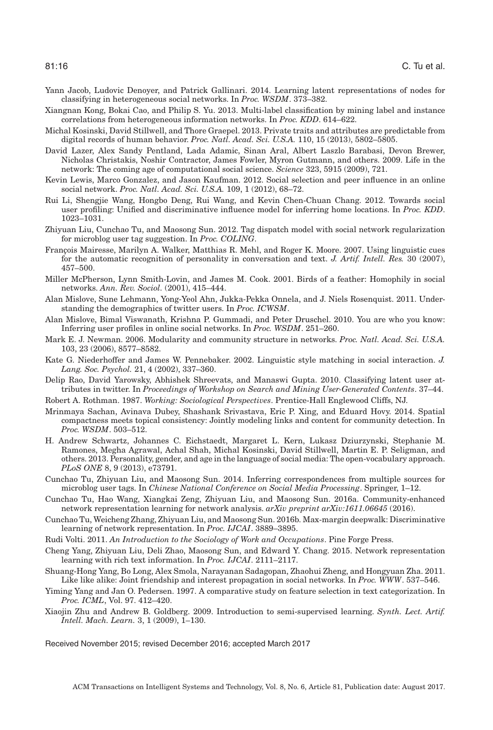Yann Jacob, Ludovic Denoyer, and Patrick Gallinari. 2014. Learning latent representations of nodes for classifying in heterogeneous social networks. In *Proc. WSDM*. 373–382.

Xiangnan Kong, Bokai Cao, and Philip S. Yu. 2013. Multi-label classification by mining label and instance correlations from heterogeneous information networks. In *Proc. KDD*. 614–622.

Michal Kosinski, David Stillwell, and Thore Graepel. 2013. Private traits and attributes are predictable from digital records of human behavior. *Proc. Natl. Acad. Sci. U.S.A.* 110, 15 (2013), 5802–5805.

David Lazer, Alex Sandy Pentland, Lada Adamic, Sinan Aral, Albert Laszlo Barabasi, Devon Brewer, Nicholas Christakis, Noshir Contractor, James Fowler, Myron Gutmann, and others. 2009. Life in the network: The coming age of computational social science. *Science* 323, 5915 (2009), 721.

Kevin Lewis, Marco Gonzalez, and Jason Kaufman. 2012. Social selection and peer influence in an online social network. *Proc. Natl. Acad. Sci. U.S.A.* 109, 1 (2012), 68–72.

Rui Li, Shengjie Wang, Hongbo Deng, Rui Wang, and Kevin Chen-Chuan Chang. 2012. Towards social user profiling: Unified and discriminative influence model for inferring home locations. In *Proc. KDD*. 1023–1031.

Zhiyuan Liu, Cunchao Tu, and Maosong Sun. 2012. Tag dispatch model with social network regularization for microblog user tag suggestion. In *Proc. COLING*.

François Mairesse, Marilyn A. Walker, Matthias R. Mehl, and Roger K. Moore. 2007. Using linguistic cues for the automatic recognition of personality in conversation and text. *J. Artif. Intell. Res.* 30 (2007), 457–500.

Miller McPherson, Lynn Smith-Lovin, and James M. Cook. 2001. Birds of a feather: Homophily in social networks. *Ann. Rev. Sociol.* (2001), 415–444.

Alan Mislove, Sune Lehmann, Yong-Yeol Ahn, Jukka-Pekka Onnela, and J. Niels Rosenquist. 2011. Understanding the demographics of twitter users. In *Proc. ICWSM*.

Alan Mislove, Bimal Viswanath, Krishna P. Gummadi, and Peter Druschel. 2010. You are who you know: Inferring user profiles in online social networks. In *Proc. WSDM*. 251–260.

Mark E. J. Newman. 2006. Modularity and community structure in networks. *Proc. Natl. Acad. Sci. U.S.A.* 103, 23 (2006), 8577–8582.

Kate G. Niederhoffer and James W. Pennebaker. 2002. Linguistic style matching in social interaction. *J. Lang. Soc. Psychol.* 21, 4 (2002), 337–360.

Delip Rao, David Yarowsky, Abhishek Shreevats, and Manaswi Gupta. 2010. Classifying latent user attributes in twitter. In *Proceedings of Workshop on Search and Mining User-Generated Contents*. 37–44.

Robert A. Rothman. 1987. *Working: Sociological Perspectives*. Prentice-Hall Englewood Cliffs, NJ.

Mrinmaya Sachan, Avinava Dubey, Shashank Srivastava, Eric P. Xing, and Eduard Hovy. 2014. Spatial compactness meets topical consistency: Jointly modeling links and content for community detection. In *Proc. WSDM*. 503–512.

H. Andrew Schwartz, Johannes C. Eichstaedt, Margaret L. Kern, Lukasz Dziurzynski, Stephanie M. Ramones, Megha Agrawal, Achal Shah, Michal Kosinski, David Stillwell, Martin E. P. Seligman, and others. 2013. Personality, gender, and age in the language of social media: The open-vocabulary approach. *PLoS ONE* 8, 9 (2013), e73791.

Cunchao Tu, Zhiyuan Liu, and Maosong Sun. 2014. Inferring correspondences from multiple sources for microblog user tags. In *Chinese National Conference on Social Media Processing*. Springer, 1–12.

Cunchao Tu, Hao Wang, Xiangkai Zeng, Zhiyuan Liu, and Maosong Sun. 2016a. Community-enhanced network representation learning for network analysis. *arXiv preprint arXiv:1611.06645* (2016).

Cunchao Tu, Weicheng Zhang, Zhiyuan Liu, and Maosong Sun. 2016b. Max-margin deepwalk: Discriminative learning of network representation. In *Proc. IJCAI*. 3889–3895.

Rudi Volti. 2011. *An Introduction to the Sociology of Work and Occupations*. Pine Forge Press.

Cheng Yang, Zhiyuan Liu, Deli Zhao, Maosong Sun, and Edward Y. Chang. 2015. Network representation learning with rich text information. In *Proc. IJCAI*. 2111–2117.

Shuang-Hong Yang, Bo Long, Alex Smola, Narayanan Sadagopan, Zhaohui Zheng, and Hongyuan Zha. 2011. Like like alike: Joint friendship and interest propagation in social networks. In *Proc. WWW*. 537–546.

Yiming Yang and Jan O. Pedersen. 1997. A comparative study on feature selection in text categorization. In *Proc. ICML*, Vol. 97. 412–420.

Xiaojin Zhu and Andrew B. Goldberg. 2009. Introduction to semi-supervised learning. *Synth. Lect. Artif. Intell. Mach. Learn.* 3, 1 (2009), 1–130.

Received November 2015; revised December 2016; accepted March 2017